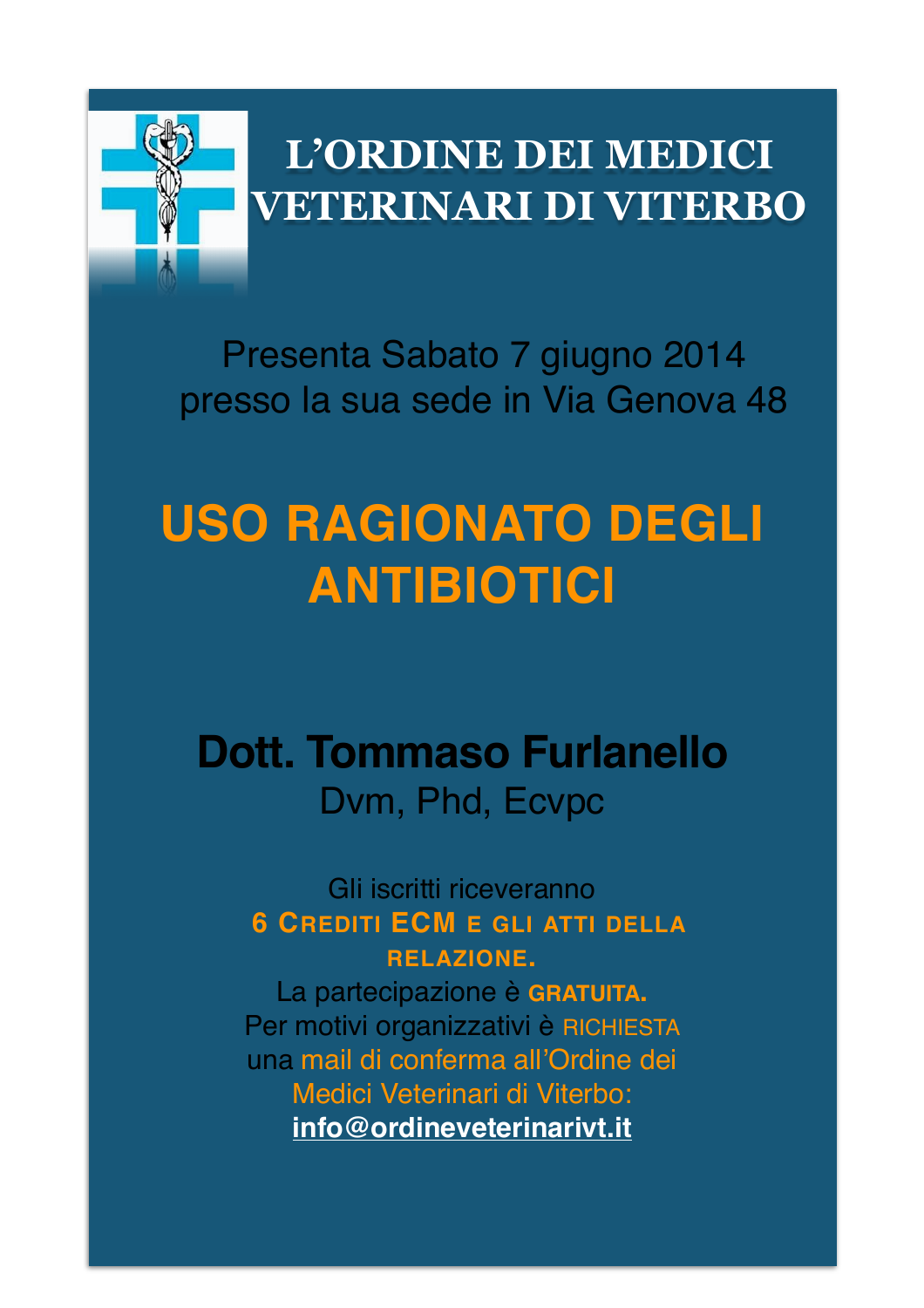# L'ORDINE DEI MEDICI VETERINARI DI VITERBO

Presenta Sabato 7 giugno 2014
presso la sua sede in Via Genova 48

## USO RAGIONATO DEGLI ANTIBIOTICI

**Dott. Tommaso Furlanello**
Dvm, Phd, Ecvpc

Gli iscritti riceveranno
**6 CREDITI ECM E GLI ATTI DELLA RELAZIONE.**
La partecipazione è **GRATUITA.**
Per motivi organizzativi è RICHIESTA una mail di conferma all'Ordine dei Medici Veterinari di Viterbo:
**info@ordineveterinarivt.it**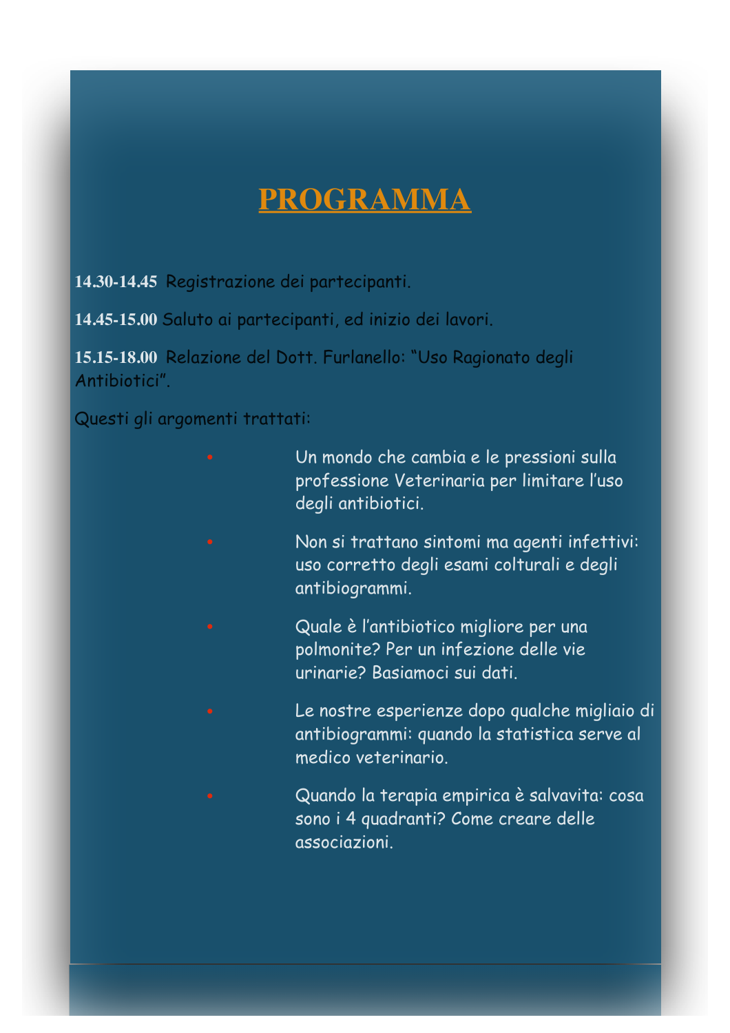# PROGRAMMA

**14.30-14.45** Registrazione dei partecipanti.

**14.45-15.00** Saluto ai partecipanti, ed inizio dei lavori.

**15.15-18.00** Relazione del Dott. Furlanello: "Uso Ragionato degli Antibiotici".

Questi gli argomenti trattati:

- Un mondo che cambia e le pressioni sulla professione Veterinaria per limitare l'uso degli antibiotici.
- Non si trattano sintomi ma agenti infettivi: uso corretto degli esami colturali e degli antibiogrammi.
- Quale è l'antibiotico migliore per una polmonite? Per un infezione delle vie urinarie? Basiamoci sui dati.
- Le nostre esperienze dopo qualche migliaio di antibiogrammi: quando la statistica serve al medico veterinario.
- Quando la terapia empirica è salvavita: cosa sono i 4 quadranti? Come creare delle associazioni.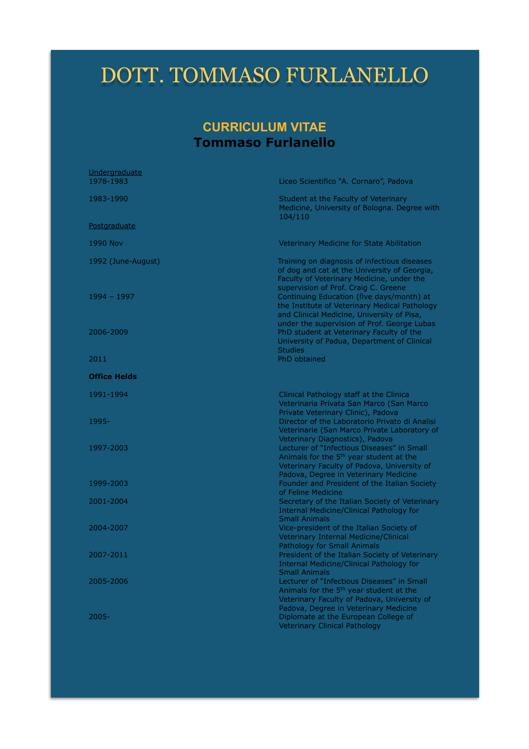# DOTT. TOMMASO FURLANELLO

## CURRICULUM VITAE
## Tommaso Furlanello

| | |
|---|---|
| Undergraduate | |
| 1978-1983 | Liceo Scientifico "A. Cornaro", Padova |
| 1983-1990 | Student at the Faculty of Veterinary Medicine, University of Bologna. Degree with 104/110 |
| Postgraduate | |
| 1990 Nov | Veterinary Medicine for State Abilitation |
| 1992 (June-August) | Training on diagnosis of infectious diseases of dog and cat at the University of Georgia, Faculty of Veterinary Medicine, under the supervision of Prof. Craig C. Greene |
| 1994 – 1997 | Continuing Education (five days/month) at the Institute of Veterinary Medical Pathology and Clinical Medicine, University of Pisa, under the supervision of Prof. George Lubas |
| 2006-2009 | PhD student at Veterinary Faculty of the University of Padua, Department of Clinical Studies |
| 2011 | PhD obtained |
| **Office Helds** | |
| 1991-1994 | Clinical Pathology staff at the Clinica Veterinaria Privata San Marco (San Marco Private Veterinary Clinic), Padova |
| 1995- | Director of the Laboratorio Privato di Analisi Veterinarie (San Marco Private Laboratory of Veterinary Diagnostics), Padova |
| 1997-2003 | Lecturer of "Infectious Diseases" in Small Animals for the 5th year student at the Veterinary Faculty of Padova, University of Padova, Degree in Veterinary Medicine |
| 1999-2003 | Founder and President of the Italian Society of Feline Medicine |
| 2001-2004 | Secretary of the Italian Society of Veterinary Internal Medicine/Clinical Pathology for Small Animals |
| 2004-2007 | Vice-president of the Italian Society of Veterinary Internal Medicine/Clinical Pathology for Small Animals |
| 2007-2011 | President of the Italian Society of Veterinary Internal Medicine/Clinical Pathology for Small Animals |
| 2005-2006 | Lecturer of "Infectious Diseases" in Small Animals for the 5th year student at the Veterinary Faculty of Padova, University of Padova, Degree in Veterinary Medicine |
| 2005- | Diplomate at the European College of Veterinary Clinical Pathology |